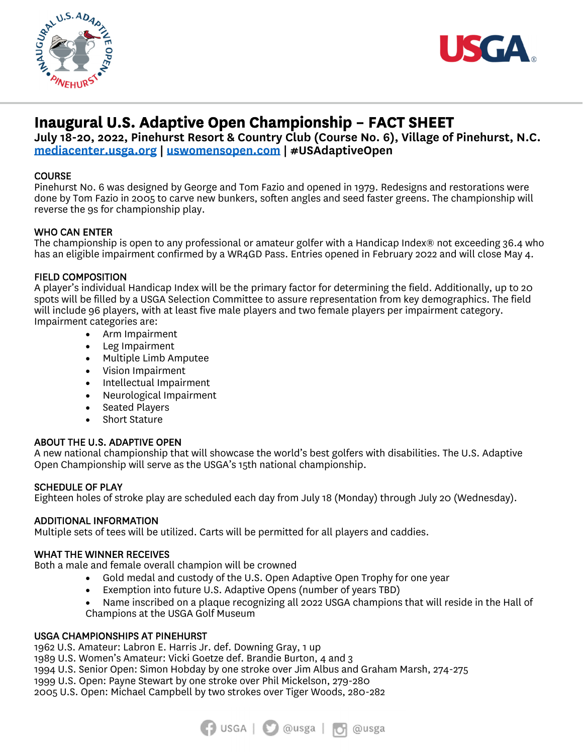# Inaugural U.S. Adaptive Open Championship – FACT SHEET

**July 18-20, 2022, Pinehurst Resort & Country Club (Course No. 6), Village of Pinehurst, N.C.**
**mediacenter.usga.org | uswomensopen.com | #USAdaptiveOpen**

## COURSE

Pinehurst No. 6 was designed by George and Tom Fazio and opened in 1979. Redesigns and restorations were done by Tom Fazio in 2005 to carve new bunkers, soften angles and seed faster greens. The championship will reverse the 9s for championship play.

## WHO CAN ENTER

The championship is open to any professional or amateur golfer with a Handicap Index® not exceeding 36.4 who has an eligible impairment confirmed by a WR4GD Pass. Entries opened in February 2022 and will close May 4.

## FIELD COMPOSITION

A player's individual Handicap Index will be the primary factor for determining the field. Additionally, up to 20 spots will be filled by a USGA Selection Committee to assure representation from key demographics. The field will include 96 players, with at least five male players and two female players per impairment category. Impairment categories are:

- Arm Impairment
- Leg Impairment
- Multiple Limb Amputee
- Vision Impairment
- Intellectual Impairment
- Neurological Impairment
- Seated Players
- Short Stature

## ABOUT THE U.S. ADAPTIVE OPEN

A new national championship that will showcase the world's best golfers with disabilities. The U.S. Adaptive Open Championship will serve as the USGA's 15th national championship.

## SCHEDULE OF PLAY

Eighteen holes of stroke play are scheduled each day from July 18 (Monday) through July 20 (Wednesday).

## ADDITIONAL INFORMATION

Multiple sets of tees will be utilized. Carts will be permitted for all players and caddies.

## WHAT THE WINNER RECEIVES

Both a male and female overall champion will be crowned

- Gold medal and custody of the U.S. Open Adaptive Open Trophy for one year
- Exemption into future U.S. Adaptive Opens (number of years TBD)
- Name inscribed on a plaque recognizing all 2022 USGA champions that will reside in the Hall of Champions at the USGA Golf Museum

## USGA CHAMPIONSHIPS AT PINEHURST

1962 U.S. Amateur: Labron E. Harris Jr. def. Downing Gray, 1 up
1989 U.S. Women's Amateur: Vicki Goetze def. Brandie Burton, 4 and 3
1994 U.S. Senior Open: Simon Hobday by one stroke over Jim Albus and Graham Marsh, 274-275
1999 U.S. Open: Payne Stewart by one stroke over Phil Mickelson, 279-280
2005 U.S. Open: Michael Campbell by two strokes over Tiger Woods, 280-282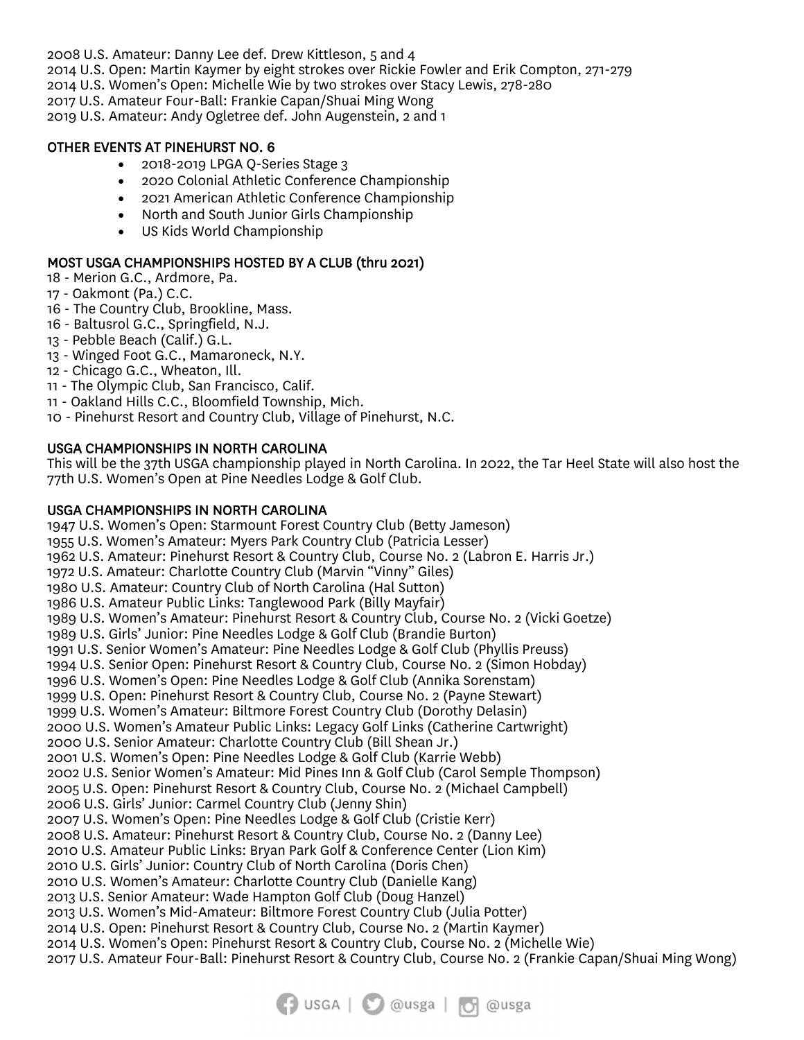2008 U.S. Amateur: Danny Lee def. Drew Kittleson, 5 and 4
2014 U.S. Open: Martin Kaymer by eight strokes over Rickie Fowler and Erik Compton, 271-279
2014 U.S. Women's Open: Michelle Wie by two strokes over Stacy Lewis, 278-280
2017 U.S. Amateur Four-Ball: Frankie Capan/Shuai Ming Wong
2019 U.S. Amateur: Andy Ogletree def. John Augenstein, 2 and 1

## OTHER EVENTS AT PINEHURST NO. 6

- 2018-2019 LPGA Q-Series Stage 3
- 2020 Colonial Athletic Conference Championship
- 2021 American Athletic Conference Championship
- North and South Junior Girls Championship
- US Kids World Championship

## MOST USGA CHAMPIONSHIPS HOSTED BY A CLUB (thru 2021)

18 - Merion G.C., Ardmore, Pa.
17 - Oakmont (Pa.) C.C.
16 - The Country Club, Brookline, Mass.
16 - Baltusrol G.C., Springfield, N.J.
13 - Pebble Beach (Calif.) G.L.
13 - Winged Foot G.C., Mamaroneck, N.Y.
12 - Chicago G.C., Wheaton, Ill.
11 - The Olympic Club, San Francisco, Calif.
11 - Oakland Hills C.C., Bloomfield Township, Mich.
10 - Pinehurst Resort and Country Club, Village of Pinehurst, N.C.

## USGA CHAMPIONSHIPS IN NORTH CAROLINA

This will be the 37th USGA championship played in North Carolina. In 2022, the Tar Heel State will also host the 77th U.S. Women's Open at Pine Needles Lodge & Golf Club.

## USGA CHAMPIONSHIPS IN NORTH CAROLINA

1947 U.S. Women's Open: Starmount Forest Country Club (Betty Jameson)
1955 U.S. Women's Amateur: Myers Park Country Club (Patricia Lesser)
1962 U.S. Amateur: Pinehurst Resort & Country Club, Course No. 2 (Labron E. Harris Jr.)
1972 U.S. Amateur: Charlotte Country Club (Marvin "Vinny" Giles)
1980 U.S. Amateur: Country Club of North Carolina (Hal Sutton)
1986 U.S. Amateur Public Links: Tanglewood Park (Billy Mayfair)
1989 U.S. Women's Amateur: Pinehurst Resort & Country Club, Course No. 2 (Vicki Goetze)
1989 U.S. Girls' Junior: Pine Needles Lodge & Golf Club (Brandie Burton)
1991 U.S. Senior Women's Amateur: Pine Needles Lodge & Golf Club (Phyllis Preuss)
1994 U.S. Senior Open: Pinehurst Resort & Country Club, Course No. 2 (Simon Hobday)
1996 U.S. Women's Open: Pine Needles Lodge & Golf Club (Annika Sorenstam)
1999 U.S. Open: Pinehurst Resort & Country Club, Course No. 2 (Payne Stewart)
1999 U.S. Women's Amateur: Biltmore Forest Country Club (Dorothy Delasin)
2000 U.S. Women's Amateur Public Links: Legacy Golf Links (Catherine Cartwright)
2000 U.S. Senior Amateur: Charlotte Country Club (Bill Shean Jr.)
2001 U.S. Women's Open: Pine Needles Lodge & Golf Club (Karrie Webb)
2002 U.S. Senior Women's Amateur: Mid Pines Inn & Golf Club (Carol Semple Thompson)
2005 U.S. Open: Pinehurst Resort & Country Club, Course No. 2 (Michael Campbell)
2006 U.S. Girls' Junior: Carmel Country Club (Jenny Shin)
2007 U.S. Women's Open: Pine Needles Lodge & Golf Club (Cristie Kerr)
2008 U.S. Amateur: Pinehurst Resort & Country Club, Course No. 2 (Danny Lee)
2010 U.S. Amateur Public Links: Bryan Park Golf & Conference Center (Lion Kim)
2010 U.S. Girls' Junior: Country Club of North Carolina (Doris Chen)
2010 U.S. Women's Amateur: Charlotte Country Club (Danielle Kang)
2013 U.S. Senior Amateur: Wade Hampton Golf Club (Doug Hanzel)
2013 U.S. Women's Mid-Amateur: Biltmore Forest Country Club (Julia Potter)
2014 U.S. Open: Pinehurst Resort & Country Club, Course No. 2 (Martin Kaymer)
2014 U.S. Women's Open: Pinehurst Resort & Country Club, Course No. 2 (Michelle Wie)
2017 U.S. Amateur Four-Ball: Pinehurst Resort & Country Club, Course No. 2 (Frankie Capan/Shuai Ming Wong)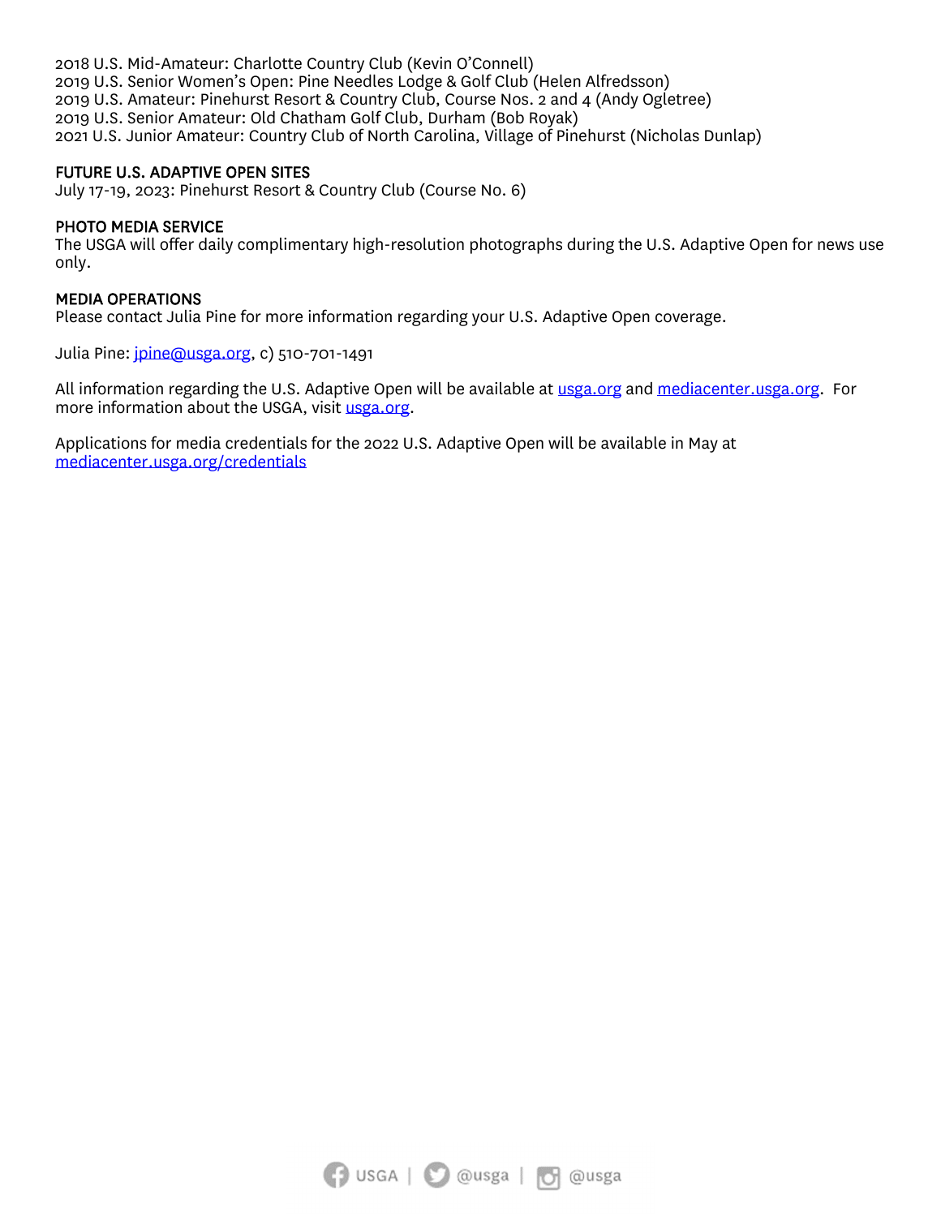2018 U.S. Mid-Amateur: Charlotte Country Club (Kevin O'Connell)
2019 U.S. Senior Women's Open: Pine Needles Lodge & Golf Club (Helen Alfredsson)
2019 U.S. Amateur: Pinehurst Resort & Country Club, Course Nos. 2 and 4 (Andy Ogletree)
2019 U.S. Senior Amateur: Old Chatham Golf Club, Durham (Bob Royak)
2021 U.S. Junior Amateur: Country Club of North Carolina, Village of Pinehurst (Nicholas Dunlap)

**FUTURE U.S. ADAPTIVE OPEN SITES**
July 17-19, 2023: Pinehurst Resort & Country Club (Course No. 6)

**PHOTO MEDIA SERVICE**
The USGA will offer daily complimentary high-resolution photographs during the U.S. Adaptive Open for news use only.

**MEDIA OPERATIONS**
Please contact Julia Pine for more information regarding your U.S. Adaptive Open coverage.

Julia Pine: jpine@usga.org, c) 510-701-1491

All information regarding the U.S. Adaptive Open will be available at usga.org and mediacenter.usga.org. For more information about the USGA, visit usga.org.

Applications for media credentials for the 2022 U.S. Adaptive Open will be available in May at mediacenter.usga.org/credentials